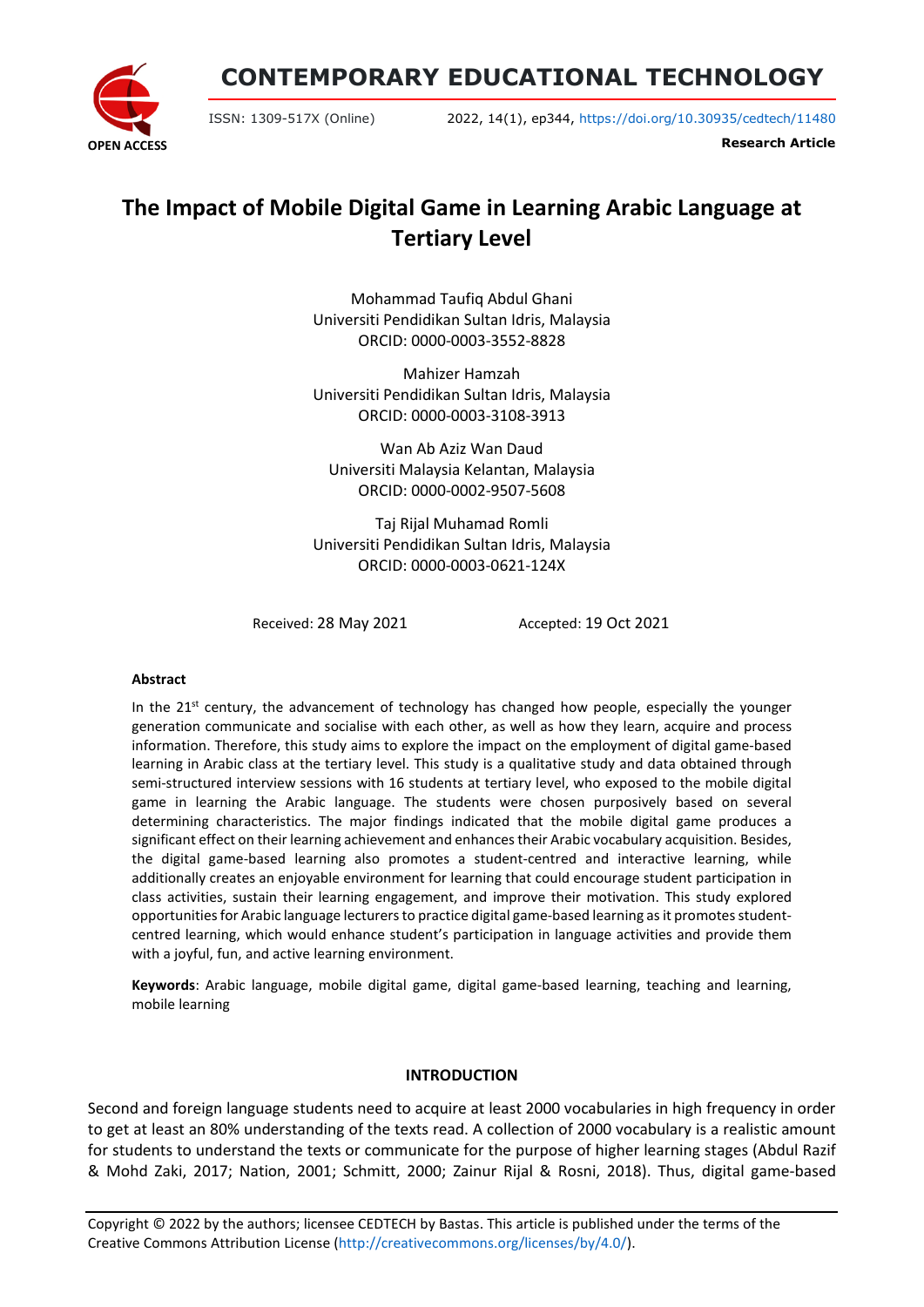# CONTEMPORARY EDUCATIONAL TECHNOLOGY

ISSN: 1309-517X (Online) 2022, 14(1), ep344, https://doi.org/10.30935/cedtech/11480

OPEN ACCESS

**Research Article**

# The Impact of Mobile Digital Game in Learning Arabic Language at Tertiary Level

Mohammad Taufiq Abdul Ghani
Universiti Pendidikan Sultan Idris, Malaysia
ORCID: 0000-0003-3552-8828

Mahizer Hamzah
Universiti Pendidikan Sultan Idris, Malaysia
ORCID: 0000-0003-3108-3913

Wan Ab Aziz Wan Daud
Universiti Malaysia Kelantan, Malaysia
ORCID: 0000-0002-9507-5608

Taj Rijal Muhamad Romli
Universiti Pendidikan Sultan Idris, Malaysia
ORCID: 0000-0003-0621-124X

Received: 28 May 2021 Accepted: 19 Oct 2021

### Abstract

In the 21st century, the advancement of technology has changed how people, especially the younger generation communicate and socialise with each other, as well as how they learn, acquire and process information. Therefore, this study aims to explore the impact on the employment of digital game-based learning in Arabic class at the tertiary level. This study is a qualitative study and data obtained through semi-structured interview sessions with 16 students at tertiary level, who exposed to the mobile digital game in learning the Arabic language. The students were chosen purposively based on several determining characteristics. The major findings indicated that the mobile digital game produces a significant effect on their learning achievement and enhances their Arabic vocabulary acquisition. Besides, the digital game-based learning also promotes a student-centred and interactive learning, while additionally creates an enjoyable environment for learning that could encourage student participation in class activities, sustain their learning engagement, and improve their motivation. This study explored opportunities for Arabic language lecturers to practice digital game-based learning as it promotes student-centred learning, which would enhance student's participation in language activities and provide them with a joyful, fun, and active learning environment.

**Keywords**: Arabic language, mobile digital game, digital game-based learning, teaching and learning, mobile learning

## INTRODUCTION

Second and foreign language students need to acquire at least 2000 vocabularies in high frequency in order to get at least an 80% understanding of the texts read. A collection of 2000 vocabulary is a realistic amount for students to understand the texts or communicate for the purpose of higher learning stages (Abdul Razif & Mohd Zaki, 2017; Nation, 2001; Schmitt, 2000; Zainur Rijal & Rosni, 2018). Thus, digital game-based

Copyright © 2022 by the authors; licensee CEDTECH by Bastas. This article is published under the terms of the Creative Commons Attribution License (http://creativecommons.org/licenses/by/4.0/).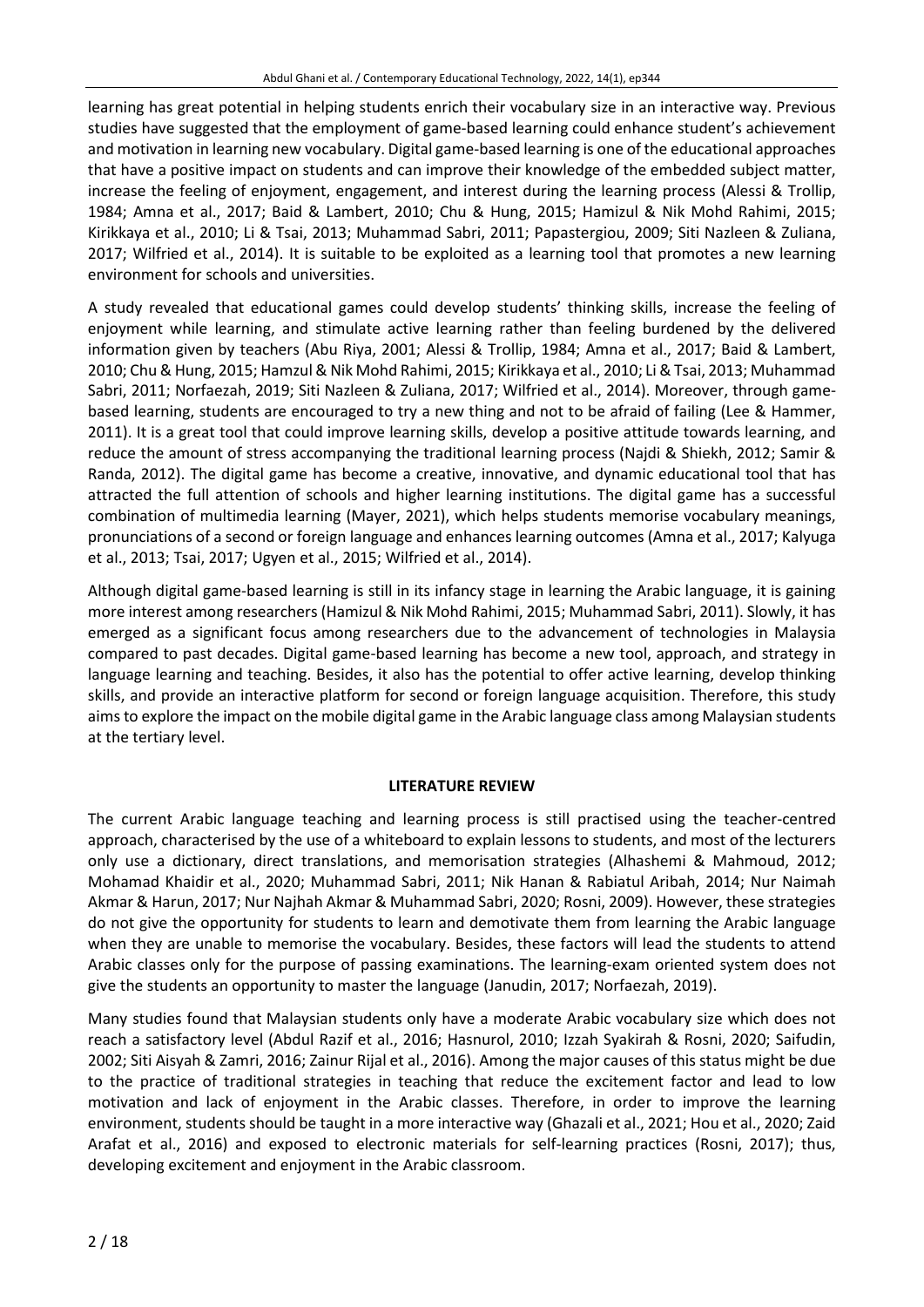learning has great potential in helping students enrich their vocabulary size in an interactive way. Previous studies have suggested that the employment of game-based learning could enhance student's achievement and motivation in learning new vocabulary. Digital game-based learning is one of the educational approaches that have a positive impact on students and can improve their knowledge of the embedded subject matter, increase the feeling of enjoyment, engagement, and interest during the learning process (Alessi & Trollip, 1984; Amna et al., 2017; Baid & Lambert, 2010; Chu & Hung, 2015; Hamizul & Nik Mohd Rahimi, 2015; Kirikkaya et al., 2010; Li & Tsai, 2013; Muhammad Sabri, 2011; Papastergiou, 2009; Siti Nazleen & Zuliana, 2017; Wilfried et al., 2014). It is suitable to be exploited as a learning tool that promotes a new learning environment for schools and universities.

A study revealed that educational games could develop students' thinking skills, increase the feeling of enjoyment while learning, and stimulate active learning rather than feeling burdened by the delivered information given by teachers (Abu Riya, 2001; Alessi & Trollip, 1984; Amna et al., 2017; Baid & Lambert, 2010; Chu & Hung, 2015; Hamzul & Nik Mohd Rahimi, 2015; Kirikkaya et al., 2010; Li & Tsai, 2013; Muhammad Sabri, 2011; Norfaezah, 2019; Siti Nazleen & Zuliana, 2017; Wilfried et al., 2014). Moreover, through game-based learning, students are encouraged to try a new thing and not to be afraid of failing (Lee & Hammer, 2011). It is a great tool that could improve learning skills, develop a positive attitude towards learning, and reduce the amount of stress accompanying the traditional learning process (Najdi & Shiekh, 2012; Samir & Randa, 2012). The digital game has become a creative, innovative, and dynamic educational tool that has attracted the full attention of schools and higher learning institutions. The digital game has a successful combination of multimedia learning (Mayer, 2021), which helps students memorise vocabulary meanings, pronunciations of a second or foreign language and enhances learning outcomes (Amna et al., 2017; Kalyuga et al., 2013; Tsai, 2017; Ugyen et al., 2015; Wilfried et al., 2014).

Although digital game-based learning is still in its infancy stage in learning the Arabic language, it is gaining more interest among researchers (Hamizul & Nik Mohd Rahimi, 2015; Muhammad Sabri, 2011). Slowly, it has emerged as a significant focus among researchers due to the advancement of technologies in Malaysia compared to past decades. Digital game-based learning has become a new tool, approach, and strategy in language learning and teaching. Besides, it also has the potential to offer active learning, develop thinking skills, and provide an interactive platform for second or foreign language acquisition. Therefore, this study aims to explore the impact on the mobile digital game in the Arabic language class among Malaysian students at the tertiary level.

## LITERATURE REVIEW

The current Arabic language teaching and learning process is still practised using the teacher-centred approach, characterised by the use of a whiteboard to explain lessons to students, and most of the lecturers only use a dictionary, direct translations, and memorisation strategies (Alhashemi & Mahmoud, 2012; Mohamad Khaidir et al., 2020; Muhammad Sabri, 2011; Nik Hanan & Rabiatul Aribah, 2014; Nur Naimah Akmar & Harun, 2017; Nur Najhah Akmar & Muhammad Sabri, 2020; Rosni, 2009). However, these strategies do not give the opportunity for students to learn and demotivate them from learning the Arabic language when they are unable to memorise the vocabulary. Besides, these factors will lead the students to attend Arabic classes only for the purpose of passing examinations. The learning-exam oriented system does not give the students an opportunity to master the language (Janudin, 2017; Norfaezah, 2019).

Many studies found that Malaysian students only have a moderate Arabic vocabulary size which does not reach a satisfactory level (Abdul Razif et al., 2016; Hasnurol, 2010; Izzah Syakirah & Rosni, 2020; Saifudin, 2002; Siti Aisyah & Zamri, 2016; Zainur Rijal et al., 2016). Among the major causes of this status might be due to the practice of traditional strategies in teaching that reduce the excitement factor and lead to low motivation and lack of enjoyment in the Arabic classes. Therefore, in order to improve the learning environment, students should be taught in a more interactive way (Ghazali et al., 2021; Hou et al., 2020; Zaid Arafat et al., 2016) and exposed to electronic materials for self-learning practices (Rosni, 2017); thus, developing excitement and enjoyment in the Arabic classroom.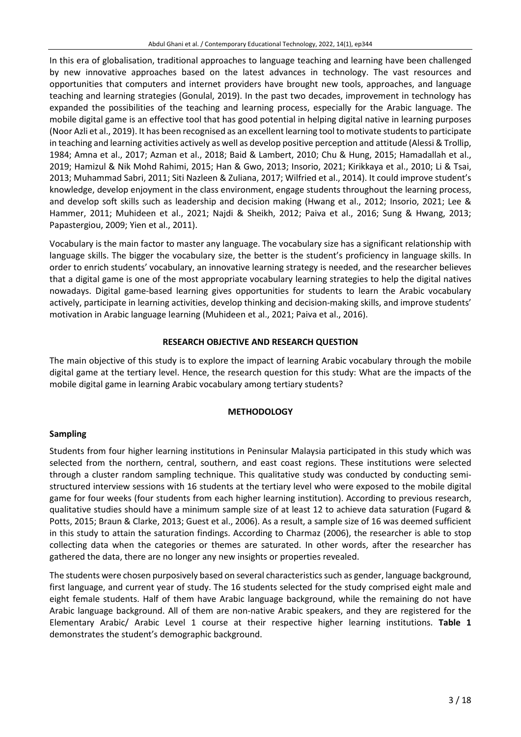In this era of globalisation, traditional approaches to language teaching and learning have been challenged by new innovative approaches based on the latest advances in technology. The vast resources and opportunities that computers and internet providers have brought new tools, approaches, and language teaching and learning strategies (Gonulal, 2019). In the past two decades, improvement in technology has expanded the possibilities of the teaching and learning process, especially for the Arabic language. The mobile digital game is an effective tool that has good potential in helping digital native in learning purposes (Noor Azli et al., 2019). It has been recognised as an excellent learning tool to motivate students to participate in teaching and learning activities actively as well as develop positive perception and attitude (Alessi & Trollip, 1984; Amna et al., 2017; Azman et al., 2018; Baid & Lambert, 2010; Chu & Hung, 2015; Hamadallah et al., 2019; Hamizul & Nik Mohd Rahimi, 2015; Han & Gwo, 2013; Insorio, 2021; Kirikkaya et al., 2010; Li & Tsai, 2013; Muhammad Sabri, 2011; Siti Nazleen & Zuliana, 2017; Wilfried et al., 2014). It could improve student's knowledge, develop enjoyment in the class environment, engage students throughout the learning process, and develop soft skills such as leadership and decision making (Hwang et al., 2012; Insorio, 2021; Lee & Hammer, 2011; Muhideen et al., 2021; Najdi & Sheikh, 2012; Paiva et al., 2016; Sung & Hwang, 2013; Papastergiou, 2009; Yien et al., 2011).

Vocabulary is the main factor to master any language. The vocabulary size has a significant relationship with language skills. The bigger the vocabulary size, the better is the student's proficiency in language skills. In order to enrich students' vocabulary, an innovative learning strategy is needed, and the researcher believes that a digital game is one of the most appropriate vocabulary learning strategies to help the digital natives nowadays. Digital game-based learning gives opportunities for students to learn the Arabic vocabulary actively, participate in learning activities, develop thinking and decision-making skills, and improve students' motivation in Arabic language learning (Muhideen et al., 2021; Paiva et al., 2016).

## RESEARCH OBJECTIVE AND RESEARCH QUESTION

The main objective of this study is to explore the impact of learning Arabic vocabulary through the mobile digital game at the tertiary level. Hence, the research question for this study: What are the impacts of the mobile digital game in learning Arabic vocabulary among tertiary students?

## METHODOLOGY

### Sampling

Students from four higher learning institutions in Peninsular Malaysia participated in this study which was selected from the northern, central, southern, and east coast regions. These institutions were selected through a cluster random sampling technique. This qualitative study was conducted by conducting semi-structured interview sessions with 16 students at the tertiary level who were exposed to the mobile digital game for four weeks (four students from each higher learning institution). According to previous research, qualitative studies should have a minimum sample size of at least 12 to achieve data saturation (Fugard & Potts, 2015; Braun & Clarke, 2013; Guest et al., 2006). As a result, a sample size of 16 was deemed sufficient in this study to attain the saturation findings. According to Charmaz (2006), the researcher is able to stop collecting data when the categories or themes are saturated. In other words, after the researcher has gathered the data, there are no longer any new insights or properties revealed.

The students were chosen purposively based on several characteristics such as gender, language background, first language, and current year of study. The 16 students selected for the study comprised eight male and eight female students. Half of them have Arabic language background, while the remaining do not have Arabic language background. All of them are non-native Arabic speakers, and they are registered for the Elementary Arabic/ Arabic Level 1 course at their respective higher learning institutions. **Table 1** demonstrates the student's demographic background.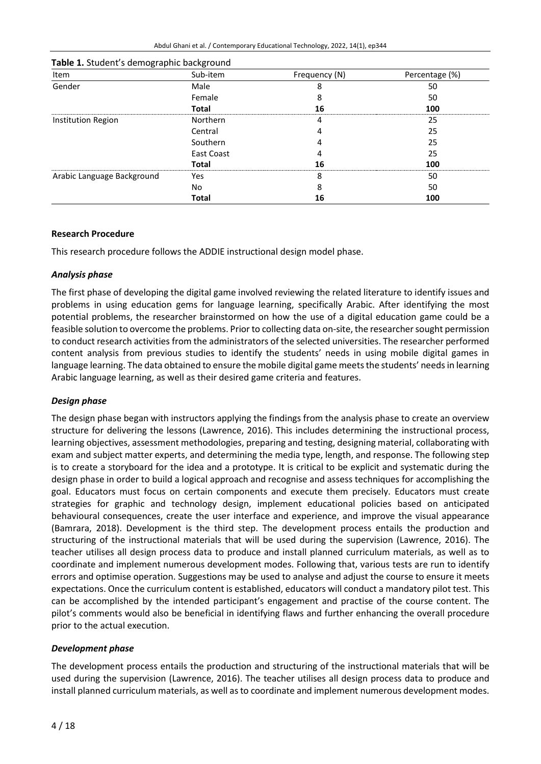**Table 1.** Student's demographic background

| Item | Sub-item | Frequency (N) | Percentage (%) |
|---|---|---|---|
| Gender | Male | 8 | 50 |
| | Female | 8 | 50 |
| | **Total** | **16** | **100** |
| Institution Region | Northern | 4 | 25 |
| | Central | 4 | 25 |
| | Southern | 4 | 25 |
| | East Coast | 4 | 25 |
| | **Total** | **16** | **100** |
| Arabic Language Background | Yes | 8 | 50 |
| | No | 8 | 50 |
| | **Total** | **16** | **100** |

### Research Procedure

This research procedure follows the ADDIE instructional design model phase.

#### *Analysis phase*

The first phase of developing the digital game involved reviewing the related literature to identify issues and problems in using education gems for language learning, specifically Arabic. After identifying the most potential problems, the researcher brainstormed on how the use of a digital education game could be a feasible solution to overcome the problems. Prior to collecting data on-site, the researcher sought permission to conduct research activities from the administrators of the selected universities. The researcher performed content analysis from previous studies to identify the students' needs in using mobile digital games in language learning. The data obtained to ensure the mobile digital game meets the students' needs in learning Arabic language learning, as well as their desired game criteria and features.

#### *Design phase*

The design phase began with instructors applying the findings from the analysis phase to create an overview structure for delivering the lessons (Lawrence, 2016). This includes determining the instructional process, learning objectives, assessment methodologies, preparing and testing, designing material, collaborating with exam and subject matter experts, and determining the media type, length, and response. The following step is to create a storyboard for the idea and a prototype. It is critical to be explicit and systematic during the design phase in order to build a logical approach and recognise and assess techniques for accomplishing the goal. Educators must focus on certain components and execute them precisely. Educators must create strategies for graphic and technology design, implement educational policies based on anticipated behavioural consequences, create the user interface and experience, and improve the visual appearance (Bamrara, 2018). Development is the third step. The development process entails the production and structuring of the instructional materials that will be used during the supervision (Lawrence, 2016). The teacher utilises all design process data to produce and install planned curriculum materials, as well as to coordinate and implement numerous development modes. Following that, various tests are run to identify errors and optimise operation. Suggestions may be used to analyse and adjust the course to ensure it meets expectations. Once the curriculum content is established, educators will conduct a mandatory pilot test. This can be accomplished by the intended participant's engagement and practise of the course content. The pilot's comments would also be beneficial in identifying flaws and further enhancing the overall procedure prior to the actual execution.

#### *Development phase*

The development process entails the production and structuring of the instructional materials that will be used during the supervision (Lawrence, 2016). The teacher utilises all design process data to produce and install planned curriculum materials, as well as to coordinate and implement numerous development modes.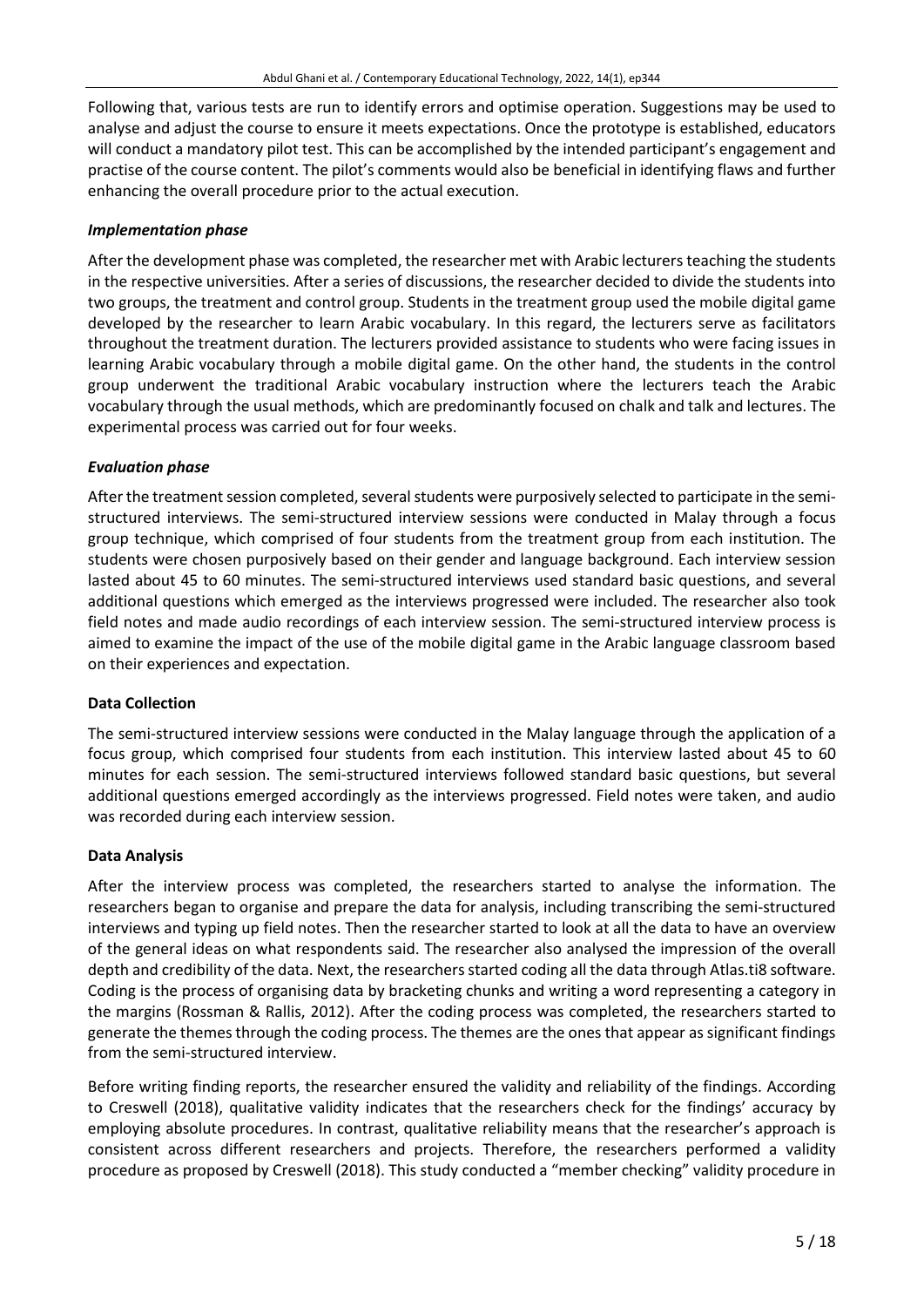Following that, various tests are run to identify errors and optimise operation. Suggestions may be used to analyse and adjust the course to ensure it meets expectations. Once the prototype is established, educators will conduct a mandatory pilot test. This can be accomplished by the intended participant's engagement and practise of the course content. The pilot's comments would also be beneficial in identifying flaws and further enhancing the overall procedure prior to the actual execution.

### *Implementation phase*

After the development phase was completed, the researcher met with Arabic lecturers teaching the students in the respective universities. After a series of discussions, the researcher decided to divide the students into two groups, the treatment and control group. Students in the treatment group used the mobile digital game developed by the researcher to learn Arabic vocabulary. In this regard, the lecturers serve as facilitators throughout the treatment duration. The lecturers provided assistance to students who were facing issues in learning Arabic vocabulary through a mobile digital game. On the other hand, the students in the control group underwent the traditional Arabic vocabulary instruction where the lecturers teach the Arabic vocabulary through the usual methods, which are predominantly focused on chalk and talk and lectures. The experimental process was carried out for four weeks.

### *Evaluation phase*

After the treatment session completed, several students were purposively selected to participate in the semi-structured interviews. The semi-structured interview sessions were conducted in Malay through a focus group technique, which comprised of four students from the treatment group from each institution. The students were chosen purposively based on their gender and language background. Each interview session lasted about 45 to 60 minutes. The semi-structured interviews used standard basic questions, and several additional questions which emerged as the interviews progressed were included. The researcher also took field notes and made audio recordings of each interview session. The semi-structured interview process is aimed to examine the impact of the use of the mobile digital game in the Arabic language classroom based on their experiences and expectation.

## Data Collection

The semi-structured interview sessions were conducted in the Malay language through the application of a focus group, which comprised four students from each institution. This interview lasted about 45 to 60 minutes for each session. The semi-structured interviews followed standard basic questions, but several additional questions emerged accordingly as the interviews progressed. Field notes were taken, and audio was recorded during each interview session.

## Data Analysis

After the interview process was completed, the researchers started to analyse the information. The researchers began to organise and prepare the data for analysis, including transcribing the semi-structured interviews and typing up field notes. Then the researcher started to look at all the data to have an overview of the general ideas on what respondents said. The researcher also analysed the impression of the overall depth and credibility of the data. Next, the researchers started coding all the data through Atlas.ti8 software. Coding is the process of organising data by bracketing chunks and writing a word representing a category in the margins (Rossman & Rallis, 2012). After the coding process was completed, the researchers started to generate the themes through the coding process. The themes are the ones that appear as significant findings from the semi-structured interview.

Before writing finding reports, the researcher ensured the validity and reliability of the findings. According to Creswell (2018), qualitative validity indicates that the researchers check for the findings' accuracy by employing absolute procedures. In contrast, qualitative reliability means that the researcher's approach is consistent across different researchers and projects. Therefore, the researchers performed a validity procedure as proposed by Creswell (2018). This study conducted a "member checking" validity procedure in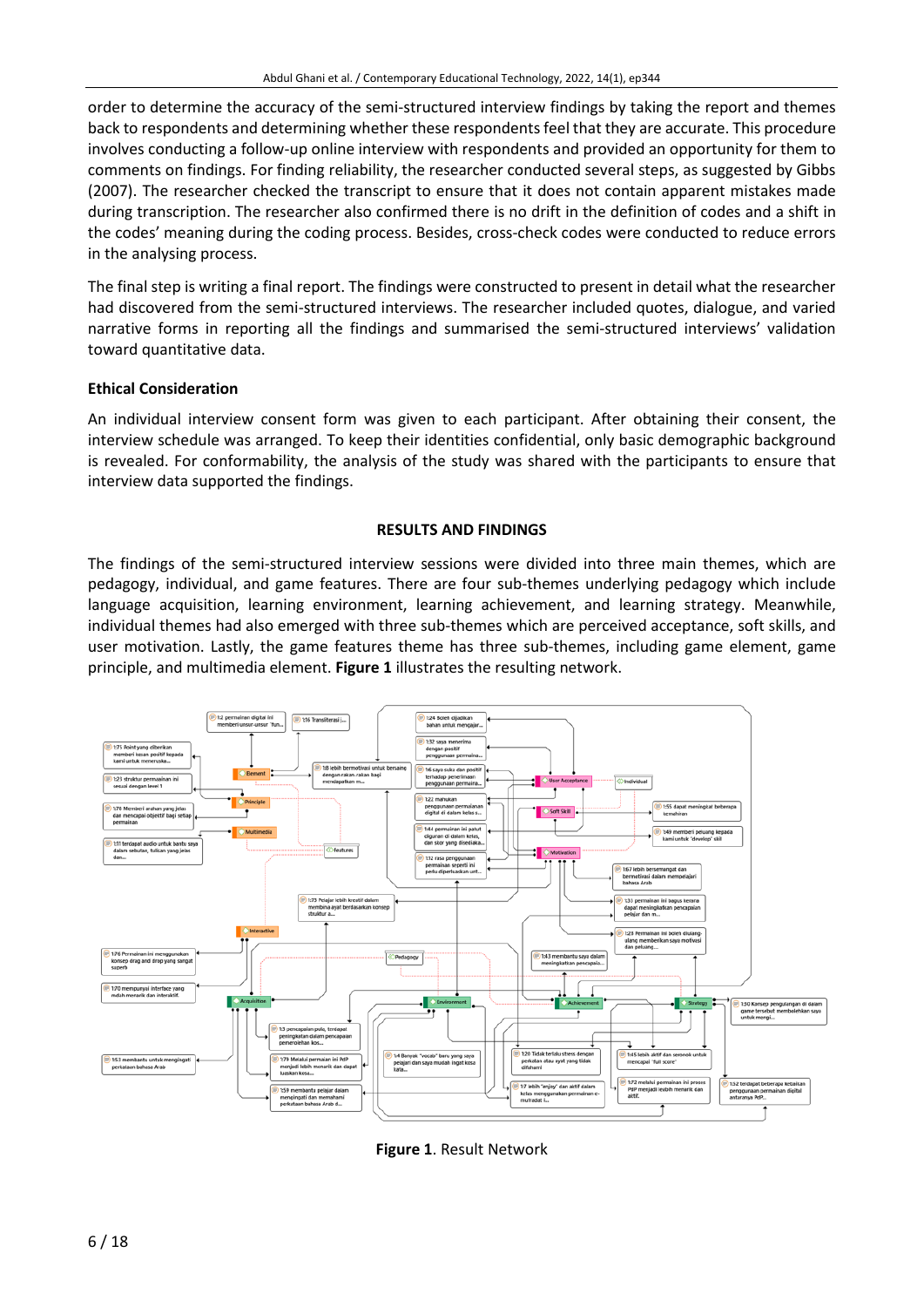order to determine the accuracy of the semi-structured interview findings by taking the report and themes back to respondents and determining whether these respondents feel that they are accurate. This procedure involves conducting a follow-up online interview with respondents and provided an opportunity for them to comments on findings. For finding reliability, the researcher conducted several steps, as suggested by Gibbs (2007). The researcher checked the transcript to ensure that it does not contain apparent mistakes made during transcription. The researcher also confirmed there is no drift in the definition of codes and a shift in the codes' meaning during the coding process. Besides, cross-check codes were conducted to reduce errors in the analysing process.

The final step is writing a final report. The findings were constructed to present in detail what the researcher had discovered from the semi-structured interviews. The researcher included quotes, dialogue, and varied narrative forms in reporting all the findings and summarised the semi-structured interviews' validation toward quantitative data.

### Ethical Consideration

An individual interview consent form was given to each participant. After obtaining their consent, the interview schedule was arranged. To keep their identities confidential, only basic demographic background is revealed. For conformability, the analysis of the study was shared with the participants to ensure that interview data supported the findings.

## RESULTS AND FINDINGS

The findings of the semi-structured interview sessions were divided into three main themes, which are pedagogy, individual, and game features. There are four sub-themes underlying pedagogy which include language acquisition, learning environment, learning achievement, and learning strategy. Meanwhile, individual themes had also emerged with three sub-themes which are perceived acceptance, soft skills, and user motivation. Lastly, the game features theme has three sub-themes, including game element, game principle, and multimedia element. **Figure 1** illustrates the resulting network.

**Figure 1**. Result Network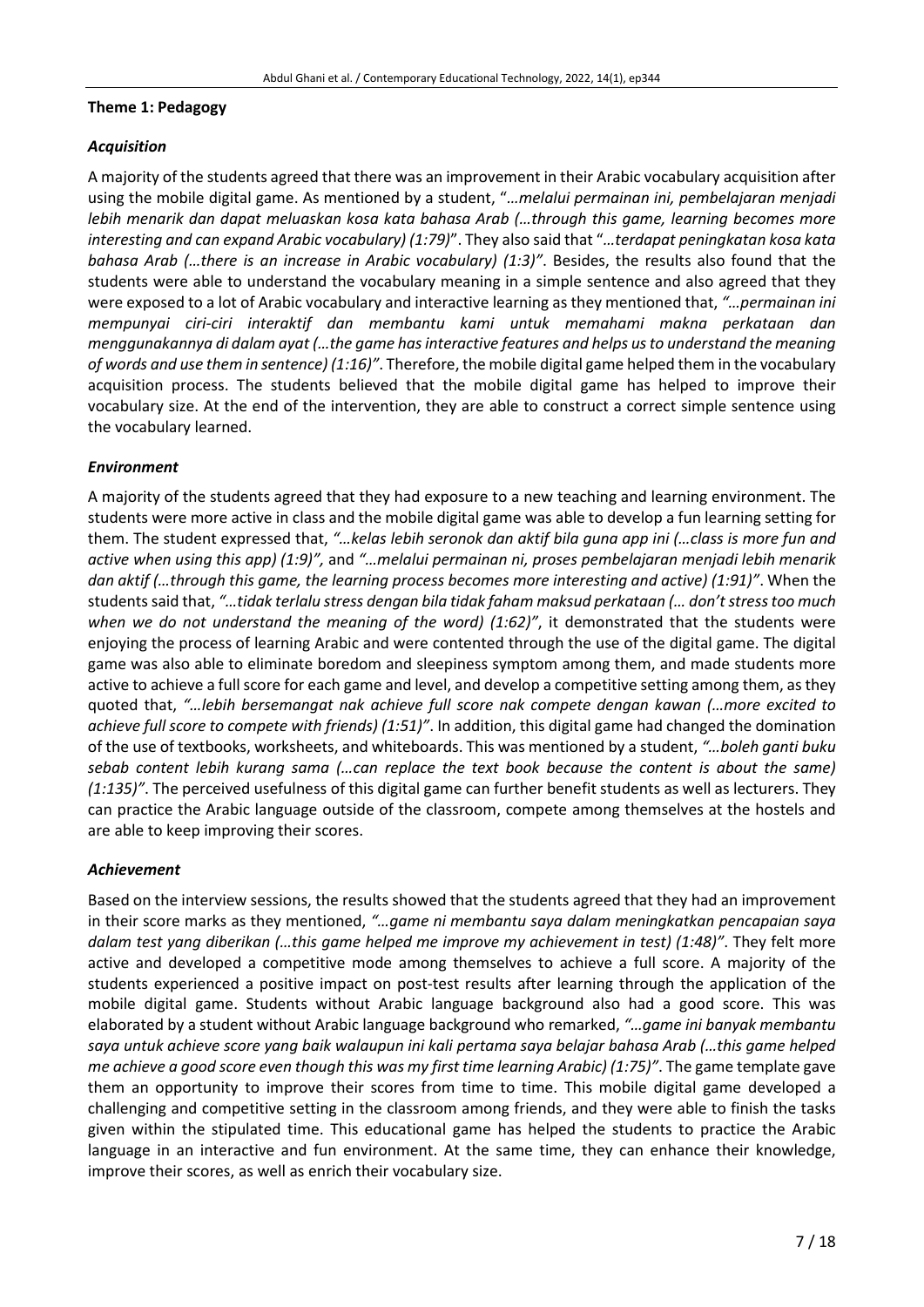### Theme 1: Pedagogy

#### *Acquisition*

A majority of the students agreed that there was an improvement in their Arabic vocabulary acquisition after using the mobile digital game. As mentioned by a student, "*…melalui permainan ini, pembelajaran menjadi lebih menarik dan dapat meluaskan kosa kata bahasa Arab (…through this game, learning becomes more interesting and can expand Arabic vocabulary) (1:79)*". They also said that "*…terdapat peningkatan kosa kata bahasa Arab (…there is an increase in Arabic vocabulary) (1:3)"*. Besides, the results also found that the students were able to understand the vocabulary meaning in a simple sentence and also agreed that they were exposed to a lot of Arabic vocabulary and interactive learning as they mentioned that, *"…permainan ini mempunyai ciri-ciri interaktif dan membantu kami untuk memahami makna perkataan dan menggunakannya di dalam ayat (…the game has interactive features and helps us to understand the meaning of words and use them in sentence) (1:16)"*. Therefore, the mobile digital game helped them in the vocabulary acquisition process. The students believed that the mobile digital game has helped to improve their vocabulary size. At the end of the intervention, they are able to construct a correct simple sentence using the vocabulary learned.

#### *Environment*

A majority of the students agreed that they had exposure to a new teaching and learning environment. The students were more active in class and the mobile digital game was able to develop a fun learning setting for them. The student expressed that, *"…kelas lebih seronok dan aktif bila guna app ini (…class is more fun and active when using this app) (1:9)",* and *"…melalui permainan ni, proses pembelajaran menjadi lebih menarik dan aktif (…through this game, the learning process becomes more interesting and active) (1:91)"*. When the students said that, *"…tidak terlalu stress dengan bila tidak faham maksud perkataan (… don't stress too much when we do not understand the meaning of the word) (1:62)"*, it demonstrated that the students were enjoying the process of learning Arabic and were contented through the use of the digital game. The digital game was also able to eliminate boredom and sleepiness symptom among them, and made students more active to achieve a full score for each game and level, and develop a competitive setting among them, as they quoted that, *"…lebih bersemangat nak achieve full score nak compete dengan kawan (…more excited to achieve full score to compete with friends) (1:51)"*. In addition, this digital game had changed the domination of the use of textbooks, worksheets, and whiteboards. This was mentioned by a student, *"…boleh ganti buku sebab content lebih kurang sama (…can replace the text book because the content is about the same) (1:135)"*. The perceived usefulness of this digital game can further benefit students as well as lecturers. They can practice the Arabic language outside of the classroom, compete among themselves at the hostels and are able to keep improving their scores.

#### *Achievement*

Based on the interview sessions, the results showed that the students agreed that they had an improvement in their score marks as they mentioned, *"…game ni membantu saya dalam meningkatkan pencapaian saya dalam test yang diberikan (…this game helped me improve my achievement in test) (1:48)"*. They felt more active and developed a competitive mode among themselves to achieve a full score. A majority of the students experienced a positive impact on post-test results after learning through the application of the mobile digital game. Students without Arabic language background also had a good score. This was elaborated by a student without Arabic language background who remarked, *"…game ini banyak membantu saya untuk achieve score yang baik walaupun ini kali pertama saya belajar bahasa Arab (…this game helped me achieve a good score even though this was my first time learning Arabic) (1:75)"*. The game template gave them an opportunity to improve their scores from time to time. This mobile digital game developed a challenging and competitive setting in the classroom among friends, and they were able to finish the tasks given within the stipulated time. This educational game has helped the students to practice the Arabic language in an interactive and fun environment. At the same time, they can enhance their knowledge, improve their scores, as well as enrich their vocabulary size.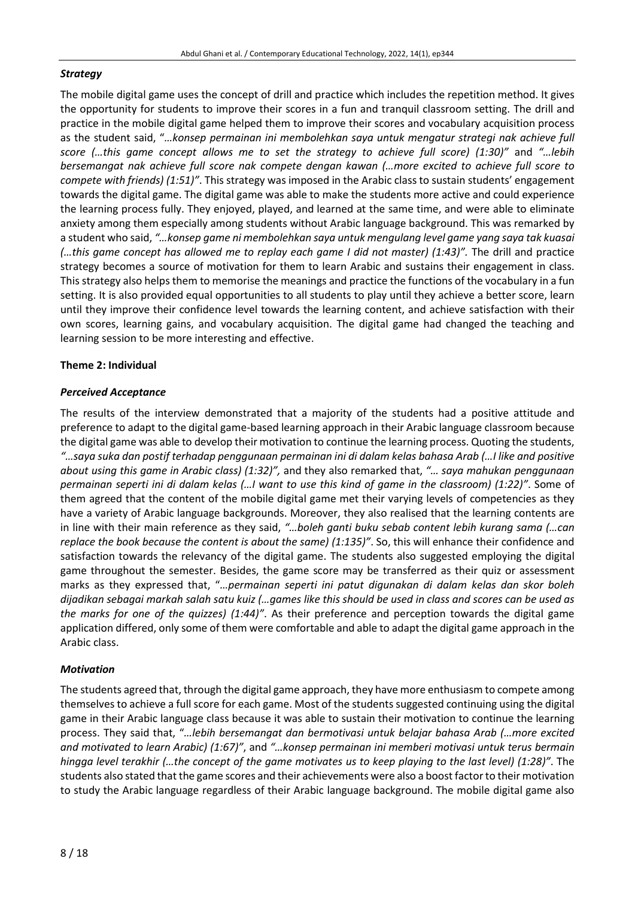### *Strategy*

The mobile digital game uses the concept of drill and practice which includes the repetition method. It gives the opportunity for students to improve their scores in a fun and tranquil classroom setting. The drill and practice in the mobile digital game helped them to improve their scores and vocabulary acquisition process as the student said, "*…konsep permainan ini membolehkan saya untuk mengatur strategi nak achieve full score (…this game concept allows me to set the strategy to achieve full score) (1:30)"* and *"…lebih bersemangat nak achieve full score nak compete dengan kawan (…more excited to achieve full score to compete with friends) (1:51)"*. This strategy was imposed in the Arabic class to sustain students' engagement towards the digital game. The digital game was able to make the students more active and could experience the learning process fully. They enjoyed, played, and learned at the same time, and were able to eliminate anxiety among them especially among students without Arabic language background. This was remarked by a student who said, *"…konsep game ni membolehkan saya untuk mengulang level game yang saya tak kuasai (…this game concept has allowed me to replay each game I did not master) (1:43)"*. The drill and practice strategy becomes a source of motivation for them to learn Arabic and sustains their engagement in class. This strategy also helps them to memorise the meanings and practice the functions of the vocabulary in a fun setting. It is also provided equal opportunities to all students to play until they achieve a better score, learn until they improve their confidence level towards the learning content, and achieve satisfaction with their own scores, learning gains, and vocabulary acquisition. The digital game had changed the teaching and learning session to be more interesting and effective.

### **Theme 2: Individual**

### *Perceived Acceptance*

The results of the interview demonstrated that a majority of the students had a positive attitude and preference to adapt to the digital game-based learning approach in their Arabic language classroom because the digital game was able to develop their motivation to continue the learning process. Quoting the students, *"…saya suka dan postif terhadap penggunaan permainan ini di dalam kelas bahasa Arab (…I like and positive about using this game in Arabic class) (1:32)",* and they also remarked that, *"… saya mahukan penggunaan permainan seperti ini di dalam kelas (…I want to use this kind of game in the classroom) (1:22)"*. Some of them agreed that the content of the mobile digital game met their varying levels of competencies as they have a variety of Arabic language backgrounds. Moreover, they also realised that the learning contents are in line with their main reference as they said, *"…boleh ganti buku sebab content lebih kurang sama (…can replace the book because the content is about the same) (1:135)"*. So, this will enhance their confidence and satisfaction towards the relevancy of the digital game. The students also suggested employing the digital game throughout the semester. Besides, the game score may be transferred as their quiz or assessment marks as they expressed that, "*…permainan seperti ini patut digunakan di dalam kelas dan skor boleh dijadikan sebagai markah salah satu kuiz (…games like this should be used in class and scores can be used as the marks for one of the quizzes) (1:44)"*. As their preference and perception towards the digital game application differed, only some of them were comfortable and able to adapt the digital game approach in the Arabic class.

### *Motivation*

The students agreed that, through the digital game approach, they have more enthusiasm to compete among themselves to achieve a full score for each game. Most of the students suggested continuing using the digital game in their Arabic language class because it was able to sustain their motivation to continue the learning process. They said that, "*…lebih bersemangat dan bermotivasi untuk belajar bahasa Arab (…more excited and motivated to learn Arabic) (1:67)"*, and *"…konsep permainan ini memberi motivasi untuk terus bermain hingga level terakhir (…the concept of the game motivates us to keep playing to the last level) (1:28)"*. The students also stated that the game scores and their achievements were also a boost factor to their motivation to study the Arabic language regardless of their Arabic language background. The mobile digital game also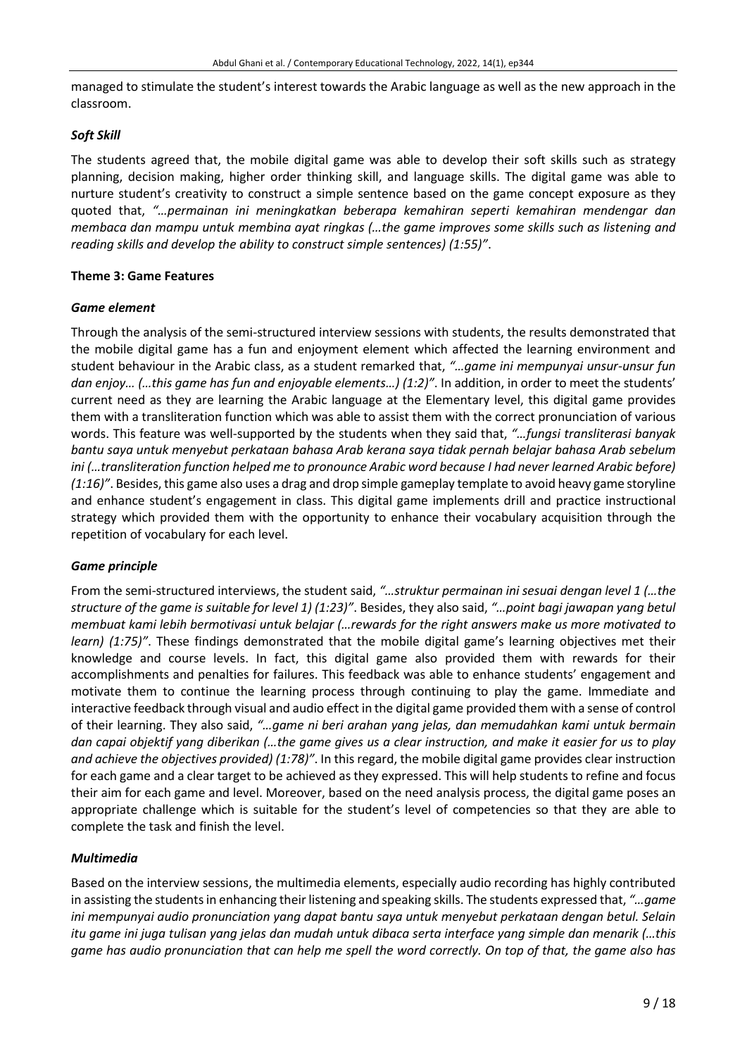managed to stimulate the student's interest towards the Arabic language as well as the new approach in the classroom.

### *Soft Skill*

The students agreed that, the mobile digital game was able to develop their soft skills such as strategy planning, decision making, higher order thinking skill, and language skills. The digital game was able to nurture student's creativity to construct a simple sentence based on the game concept exposure as they quoted that, *"…permainan ini meningkatkan beberapa kemahiran seperti kemahiran mendengar dan membaca dan mampu untuk membina ayat ringkas (…the game improves some skills such as listening and reading skills and develop the ability to construct simple sentences) (1:55)"*.

## **Theme 3: Game Features**

### *Game element*

Through the analysis of the semi-structured interview sessions with students, the results demonstrated that the mobile digital game has a fun and enjoyment element which affected the learning environment and student behaviour in the Arabic class, as a student remarked that, *"…game ini mempunyai unsur-unsur fun dan enjoy… (…this game has fun and enjoyable elements…) (1:2)"*. In addition, in order to meet the students' current need as they are learning the Arabic language at the Elementary level, this digital game provides them with a transliteration function which was able to assist them with the correct pronunciation of various words. This feature was well-supported by the students when they said that, *"…fungsi transliterasi banyak bantu saya untuk menyebut perkataan bahasa Arab kerana saya tidak pernah belajar bahasa Arab sebelum ini (…transliteration function helped me to pronounce Arabic word because I had never learned Arabic before) (1:16)"*. Besides, this game also uses a drag and drop simple gameplay template to avoid heavy game storyline and enhance student's engagement in class. This digital game implements drill and practice instructional strategy which provided them with the opportunity to enhance their vocabulary acquisition through the repetition of vocabulary for each level.

### *Game principle*

From the semi-structured interviews, the student said, *"…struktur permainan ini sesuai dengan level 1 (…the structure of the game is suitable for level 1) (1:23)"*. Besides, they also said, *"…point bagi jawapan yang betul membuat kami lebih bermotivasi untuk belajar (…rewards for the right answers make us more motivated to learn) (1:75)"*. These findings demonstrated that the mobile digital game's learning objectives met their knowledge and course levels. In fact, this digital game also provided them with rewards for their accomplishments and penalties for failures. This feedback was able to enhance students' engagement and motivate them to continue the learning process through continuing to play the game. Immediate and interactive feedback through visual and audio effect in the digital game provided them with a sense of control of their learning. They also said, *"…game ni beri arahan yang jelas, dan memudahkan kami untuk bermain dan capai objektif yang diberikan (…the game gives us a clear instruction, and make it easier for us to play and achieve the objectives provided) (1:78)"*. In this regard, the mobile digital game provides clear instruction for each game and a clear target to be achieved as they expressed. This will help students to refine and focus their aim for each game and level. Moreover, based on the need analysis process, the digital game poses an appropriate challenge which is suitable for the student's level of competencies so that they are able to complete the task and finish the level.

### *Multimedia*

Based on the interview sessions, the multimedia elements, especially audio recording has highly contributed in assisting the students in enhancing their listening and speaking skills. The students expressed that, *"…game ini mempunyai audio pronunciation yang dapat bantu saya untuk menyebut perkataan dengan betul. Selain itu game ini juga tulisan yang jelas dan mudah untuk dibaca serta interface yang simple dan menarik (…this game has audio pronunciation that can help me spell the word correctly. On top of that, the game also has*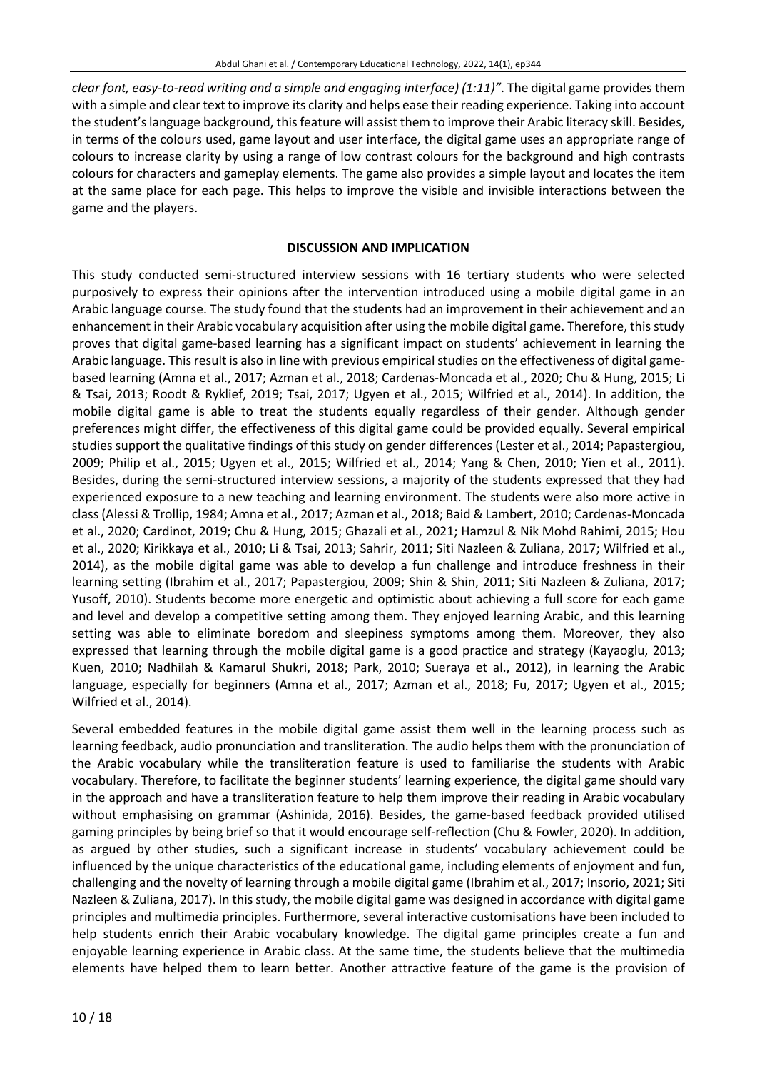*clear font, easy-to-read writing and a simple and engaging interface) (1:11)"*. The digital game provides them with a simple and clear text to improve its clarity and helps ease their reading experience. Taking into account the student's language background, this feature will assist them to improve their Arabic literacy skill. Besides, in terms of the colours used, game layout and user interface, the digital game uses an appropriate range of colours to increase clarity by using a range of low contrast colours for the background and high contrasts colours for characters and gameplay elements. The game also provides a simple layout and locates the item at the same place for each page. This helps to improve the visible and invisible interactions between the game and the players.

## DISCUSSION AND IMPLICATION

This study conducted semi-structured interview sessions with 16 tertiary students who were selected purposively to express their opinions after the intervention introduced using a mobile digital game in an Arabic language course. The study found that the students had an improvement in their achievement and an enhancement in their Arabic vocabulary acquisition after using the mobile digital game. Therefore, this study proves that digital game-based learning has a significant impact on students' achievement in learning the Arabic language. This result is also in line with previous empirical studies on the effectiveness of digital game-based learning (Amna et al., 2017; Azman et al., 2018; Cardenas-Moncada et al., 2020; Chu & Hung, 2015; Li & Tsai, 2013; Roodt & Ryklief, 2019; Tsai, 2017; Ugyen et al., 2015; Wilfried et al., 2014). In addition, the mobile digital game is able to treat the students equally regardless of their gender. Although gender preferences might differ, the effectiveness of this digital game could be provided equally. Several empirical studies support the qualitative findings of this study on gender differences (Lester et al., 2014; Papastergiou, 2009; Philip et al., 2015; Ugyen et al., 2015; Wilfried et al., 2014; Yang & Chen, 2010; Yien et al., 2011). Besides, during the semi-structured interview sessions, a majority of the students expressed that they had experienced exposure to a new teaching and learning environment. The students were also more active in class (Alessi & Trollip, 1984; Amna et al., 2017; Azman et al., 2018; Baid & Lambert, 2010; Cardenas-Moncada et al., 2020; Cardinot, 2019; Chu & Hung, 2015; Ghazali et al., 2021; Hamzul & Nik Mohd Rahimi, 2015; Hou et al., 2020; Kirikkaya et al., 2010; Li & Tsai, 2013; Sahrir, 2011; Siti Nazleen & Zuliana, 2017; Wilfried et al., 2014), as the mobile digital game was able to develop a fun challenge and introduce freshness in their learning setting (Ibrahim et al., 2017; Papastergiou, 2009; Shin & Shin, 2011; Siti Nazleen & Zuliana, 2017; Yusoff, 2010). Students become more energetic and optimistic about achieving a full score for each game and level and develop a competitive setting among them. They enjoyed learning Arabic, and this learning setting was able to eliminate boredom and sleepiness symptoms among them. Moreover, they also expressed that learning through the mobile digital game is a good practice and strategy (Kayaoglu, 2013; Kuen, 2010; Nadhilah & Kamarul Shukri, 2018; Park, 2010; Sueraya et al., 2012), in learning the Arabic language, especially for beginners (Amna et al., 2017; Azman et al., 2018; Fu, 2017; Ugyen et al., 2015; Wilfried et al., 2014).

Several embedded features in the mobile digital game assist them well in the learning process such as learning feedback, audio pronunciation and transliteration. The audio helps them with the pronunciation of the Arabic vocabulary while the transliteration feature is used to familiarise the students with Arabic vocabulary. Therefore, to facilitate the beginner students' learning experience, the digital game should vary in the approach and have a transliteration feature to help them improve their reading in Arabic vocabulary without emphasising on grammar (Ashinida, 2016). Besides, the game-based feedback provided utilised gaming principles by being brief so that it would encourage self-reflection (Chu & Fowler, 2020). In addition, as argued by other studies, such a significant increase in students' vocabulary achievement could be influenced by the unique characteristics of the educational game, including elements of enjoyment and fun, challenging and the novelty of learning through a mobile digital game (Ibrahim et al., 2017; Insorio, 2021; Siti Nazleen & Zuliana, 2017). In this study, the mobile digital game was designed in accordance with digital game principles and multimedia principles. Furthermore, several interactive customisations have been included to help students enrich their Arabic vocabulary knowledge. The digital game principles create a fun and enjoyable learning experience in Arabic class. At the same time, the students believe that the multimedia elements have helped them to learn better. Another attractive feature of the game is the provision of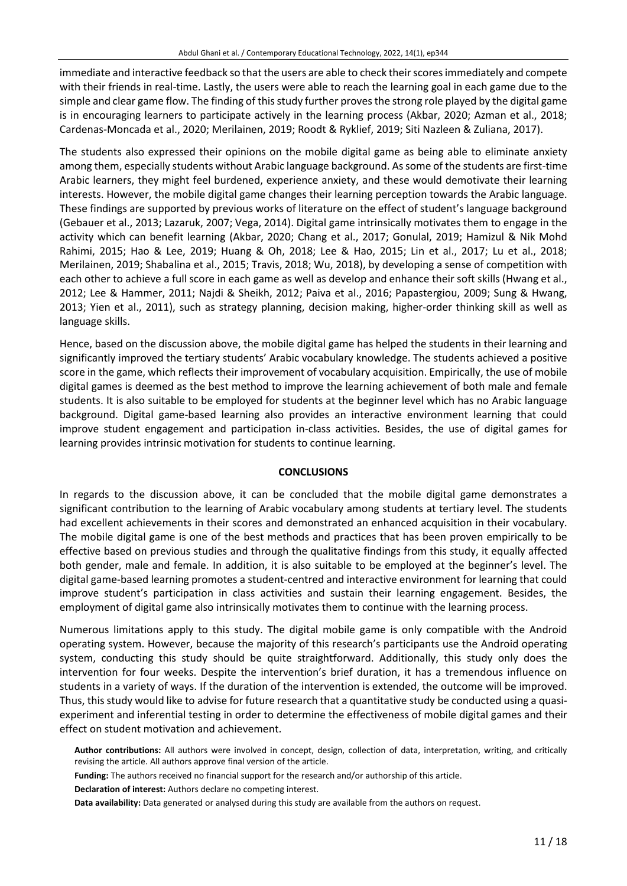immediate and interactive feedback so that the users are able to check their scores immediately and compete with their friends in real-time. Lastly, the users were able to reach the learning goal in each game due to the simple and clear game flow. The finding of this study further proves the strong role played by the digital game is in encouraging learners to participate actively in the learning process (Akbar, 2020; Azman et al., 2018; Cardenas-Moncada et al., 2020; Merilainen, 2019; Roodt & Ryklief, 2019; Siti Nazleen & Zuliana, 2017).

The students also expressed their opinions on the mobile digital game as being able to eliminate anxiety among them, especially students without Arabic language background. As some of the students are first-time Arabic learners, they might feel burdened, experience anxiety, and these would demotivate their learning interests. However, the mobile digital game changes their learning perception towards the Arabic language. These findings are supported by previous works of literature on the effect of student's language background (Gebauer et al., 2013; Lazaruk, 2007; Vega, 2014). Digital game intrinsically motivates them to engage in the activity which can benefit learning (Akbar, 2020; Chang et al., 2017; Gonulal, 2019; Hamizul & Nik Mohd Rahimi, 2015; Hao & Lee, 2019; Huang & Oh, 2018; Lee & Hao, 2015; Lin et al., 2017; Lu et al., 2018; Merilainen, 2019; Shabalina et al., 2015; Travis, 2018; Wu, 2018), by developing a sense of competition with each other to achieve a full score in each game as well as develop and enhance their soft skills (Hwang et al., 2012; Lee & Hammer, 2011; Najdi & Sheikh, 2012; Paiva et al., 2016; Papastergiou, 2009; Sung & Hwang, 2013; Yien et al., 2011), such as strategy planning, decision making, higher-order thinking skill as well as language skills.

Hence, based on the discussion above, the mobile digital game has helped the students in their learning and significantly improved the tertiary students' Arabic vocabulary knowledge. The students achieved a positive score in the game, which reflects their improvement of vocabulary acquisition. Empirically, the use of mobile digital games is deemed as the best method to improve the learning achievement of both male and female students. It is also suitable to be employed for students at the beginner level which has no Arabic language background. Digital game-based learning also provides an interactive environment learning that could improve student engagement and participation in-class activities. Besides, the use of digital games for learning provides intrinsic motivation for students to continue learning.

## CONCLUSIONS

In regards to the discussion above, it can be concluded that the mobile digital game demonstrates a significant contribution to the learning of Arabic vocabulary among students at tertiary level. The students had excellent achievements in their scores and demonstrated an enhanced acquisition in their vocabulary. The mobile digital game is one of the best methods and practices that has been proven empirically to be effective based on previous studies and through the qualitative findings from this study, it equally affected both gender, male and female. In addition, it is also suitable to be employed at the beginner's level. The digital game-based learning promotes a student-centred and interactive environment for learning that could improve student's participation in class activities and sustain their learning engagement. Besides, the employment of digital game also intrinsically motivates them to continue with the learning process.

Numerous limitations apply to this study. The digital mobile game is only compatible with the Android operating system. However, because the majority of this research's participants use the Android operating system, conducting this study should be quite straightforward. Additionally, this study only does the intervention for four weeks. Despite the intervention's brief duration, it has a tremendous influence on students in a variety of ways. If the duration of the intervention is extended, the outcome will be improved. Thus, this study would like to advise for future research that a quantitative study be conducted using a quasi-experiment and inferential testing in order to determine the effectiveness of mobile digital games and their effect on student motivation and achievement.

**Author contributions:** All authors were involved in concept, design, collection of data, interpretation, writing, and critically revising the article. All authors approve final version of the article.

**Funding:** The authors received no financial support for the research and/or authorship of this article.

**Declaration of interest:** Authors declare no competing interest.

**Data availability:** Data generated or analysed during this study are available from the authors on request.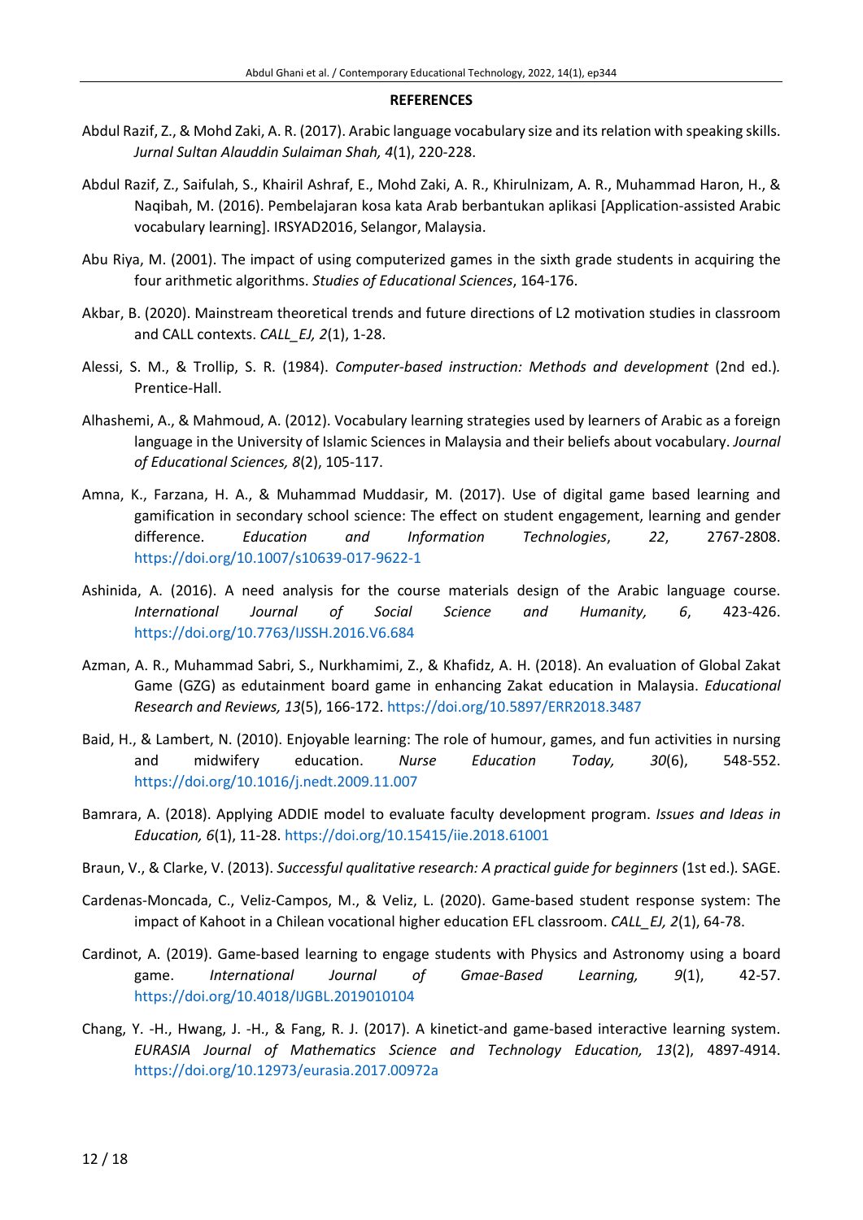## REFERENCES

Abdul Razif, Z., & Mohd Zaki, A. R. (2017). Arabic language vocabulary size and its relation with speaking skills. *Jurnal Sultan Alauddin Sulaiman Shah, 4*(1), 220-228.

Abdul Razif, Z., Saifulah, S., Khairil Ashraf, E., Mohd Zaki, A. R., Khirulnizam, A. R., Muhammad Haron, H., & Naqibah, M. (2016). Pembelajaran kosa kata Arab berbantukan aplikasi [Application-assisted Arabic vocabulary learning]. IRSYAD2016, Selangor, Malaysia.

Abu Riya, M. (2001). The impact of using computerized games in the sixth grade students in acquiring the four arithmetic algorithms. *Studies of Educational Sciences*, 164-176.

Akbar, B. (2020). Mainstream theoretical trends and future directions of L2 motivation studies in classroom and CALL contexts. *CALL_EJ, 2*(1), 1-28.

Alessi, S. M., & Trollip, S. R. (1984). *Computer-based instruction: Methods and development* (2nd ed.). Prentice-Hall.

Alhashemi, A., & Mahmoud, A. (2012). Vocabulary learning strategies used by learners of Arabic as a foreign language in the University of Islamic Sciences in Malaysia and their beliefs about vocabulary. *Journal of Educational Sciences, 8*(2), 105-117.

Amna, K., Farzana, H. A., & Muhammad Muddasir, M. (2017). Use of digital game based learning and gamification in secondary school science: The effect on student engagement, learning and gender difference. *Education and Information Technologies*, *22*, 2767-2808. https://doi.org/10.1007/s10639-017-9622-1

Ashinida, A. (2016). A need analysis for the course materials design of the Arabic language course. *International Journal of Social Science and Humanity, 6*, 423-426. https://doi.org/10.7763/IJSSH.2016.V6.684

Azman, A. R., Muhammad Sabri, S., Nurkhamimi, Z., & Khafidz, A. H. (2018). An evaluation of Global Zakat Game (GZG) as edutainment board game in enhancing Zakat education in Malaysia. *Educational Research and Reviews, 13*(5), 166-172. https://doi.org/10.5897/ERR2018.3487

Baid, H., & Lambert, N. (2010). Enjoyable learning: The role of humour, games, and fun activities in nursing and midwifery education. *Nurse Education Today, 30*(6), 548-552. https://doi.org/10.1016/j.nedt.2009.11.007

Bamrara, A. (2018). Applying ADDIE model to evaluate faculty development program. *Issues and Ideas in Education, 6*(1), 11-28. https://doi.org/10.15415/iie.2018.61001

Braun, V., & Clarke, V. (2013). *Successful qualitative research: A practical guide for beginners* (1st ed.). SAGE.

Cardenas-Moncada, C., Veliz-Campos, M., & Veliz, L. (2020). Game-based student response system: The impact of Kahoot in a Chilean vocational higher education EFL classroom. *CALL_EJ, 2*(1), 64-78.

Cardinot, A. (2019). Game-based learning to engage students with Physics and Astronomy using a board game. *International Journal of Gmae-Based Learning, 9*(1), 42-57. https://doi.org/10.4018/IJGBL.2019010104

Chang, Y. -H., Hwang, J. -H., & Fang, R. J. (2017). A kinetict-and game-based interactive learning system. *EURASIA Journal of Mathematics Science and Technology Education, 13*(2), 4897-4914. https://doi.org/10.12973/eurasia.2017.00972a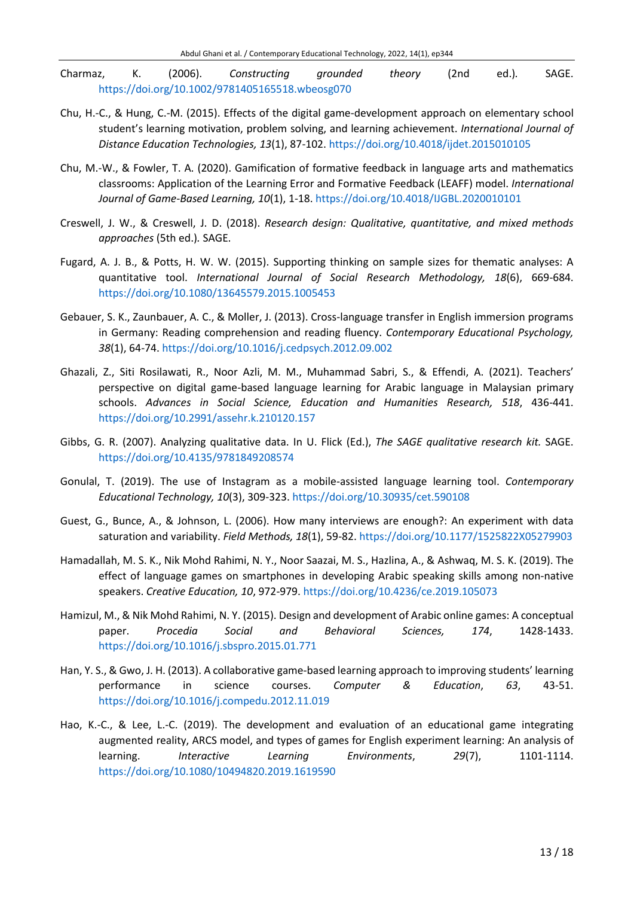Charmaz, K. (2006). *Constructing grounded theory* (2nd ed.). SAGE. https://doi.org/10.1002/9781405165518.wbeosg070

Chu, H.-C., & Hung, C.-M. (2015). Effects of the digital game-development approach on elementary school student's learning motivation, problem solving, and learning achievement. *International Journal of Distance Education Technologies, 13*(1), 87-102. https://doi.org/10.4018/ijdet.2015010105

Chu, M.-W., & Fowler, T. A. (2020). Gamification of formative feedback in language arts and mathematics classrooms: Application of the Learning Error and Formative Feedback (LEAFF) model. *International Journal of Game-Based Learning, 10*(1), 1-18. https://doi.org/10.4018/IJGBL.2020010101

Creswell, J. W., & Creswell, J. D. (2018). *Research design: Qualitative, quantitative, and mixed methods approaches* (5th ed.). SAGE.

Fugard, A. J. B., & Potts, H. W. W. (2015). Supporting thinking on sample sizes for thematic analyses: A quantitative tool. *International Journal of Social Research Methodology, 18*(6), 669-684. https://doi.org/10.1080/13645579.2015.1005453

Gebauer, S. K., Zaunbauer, A. C., & Moller, J. (2013). Cross-language transfer in English immersion programs in Germany: Reading comprehension and reading fluency. *Contemporary Educational Psychology, 38*(1), 64-74. https://doi.org/10.1016/j.cedpsych.2012.09.002

Ghazali, Z., Siti Rosilawati, R., Noor Azli, M. M., Muhammad Sabri, S., & Effendi, A. (2021). Teachers' perspective on digital game-based language learning for Arabic language in Malaysian primary schools. *Advances in Social Science, Education and Humanities Research, 518*, 436-441. https://doi.org/10.2991/assehr.k.210120.157

Gibbs, G. R. (2007). Analyzing qualitative data. In U. Flick (Ed.), *The SAGE qualitative research kit.* SAGE. https://doi.org/10.4135/9781849208574

Gonulal, T. (2019). The use of Instagram as a mobile-assisted language learning tool. *Contemporary Educational Technology, 10*(3), 309-323. https://doi.org/10.30935/cet.590108

Guest, G., Bunce, A., & Johnson, L. (2006). How many interviews are enough?: An experiment with data saturation and variability. *Field Methods, 18*(1), 59-82. https://doi.org/10.1177/1525822X05279903

Hamadallah, M. S. K., Nik Mohd Rahimi, N. Y., Noor Saazai, M. S., Hazlina, A., & Ashwaq, M. S. K. (2019). The effect of language games on smartphones in developing Arabic speaking skills among non-native speakers. *Creative Education, 10*, 972-979. https://doi.org/10.4236/ce.2019.105073

Hamizul, M., & Nik Mohd Rahimi, N. Y. (2015). Design and development of Arabic online games: A conceptual paper. *Procedia Social and Behavioral Sciences, 174*, 1428-1433. https://doi.org/10.1016/j.sbspro.2015.01.771

Han, Y. S., & Gwo, J. H. (2013). A collaborative game-based learning approach to improving students' learning performance in science courses. *Computer & Education*, *63*, 43-51. https://doi.org/10.1016/j.compedu.2012.11.019

Hao, K.-C., & Lee, L.-C. (2019). The development and evaluation of an educational game integrating augmented reality, ARCS model, and types of games for English experiment learning: An analysis of learning. *Interactive Learning Environments*, *29*(7), 1101-1114. https://doi.org/10.1080/10494820.2019.1619590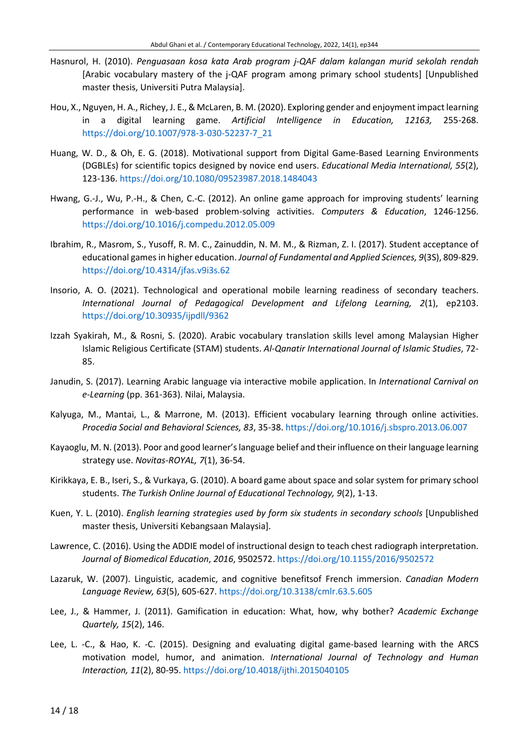Hasnurol, H. (2010). *Penguasaan kosa kata Arab program j-QAF dalam kalangan murid sekolah rendah* [Arabic vocabulary mastery of the j-QAF program among primary school students] [Unpublished master thesis, Universiti Putra Malaysia].

Hou, X., Nguyen, H. A., Richey, J. E., & McLaren, B. M. (2020). Exploring gender and enjoyment impact learning in a digital learning game. *Artificial Intelligence in Education, 12163,* 255-268. https://doi.org/10.1007/978-3-030-52237-7_21

Huang, W. D., & Oh, E. G. (2018). Motivational support from Digital Game-Based Learning Environments (DGBLEs) for scientific topics designed by novice end users. *Educational Media International, 55*(2), 123-136. https://doi.org/10.1080/09523987.2018.1484043

Hwang, G.-J., Wu, P.-H., & Chen, C.-C. (2012). An online game approach for improving students' learning performance in web-based problem-solving activities. *Computers & Education*, 1246-1256. https://doi.org/10.1016/j.compedu.2012.05.009

Ibrahim, R., Masrom, S., Yusoff, R. M. C., Zainuddin, N. M. M., & Rizman, Z. I. (2017). Student acceptance of educational games in higher education. *Journal of Fundamental and Applied Sciences, 9*(3S), 809-829. https://doi.org/10.4314/jfas.v9i3s.62

Insorio, A. O. (2021). Technological and operational mobile learning readiness of secondary teachers. *International Journal of Pedagogical Development and Lifelong Learning, 2*(1), ep2103. https://doi.org/10.30935/ijpdll/9362

Izzah Syakirah, M., & Rosni, S. (2020). Arabic vocabulary translation skills level among Malaysian Higher Islamic Religious Certificate (STAM) students. *Al-Qanatir International Journal of Islamic Studies*, 72-85.

Janudin, S. (2017). Learning Arabic language via interactive mobile application. In *International Carnival on e-Learning* (pp. 361-363). Nilai, Malaysia.

Kalyuga, M., Mantai, L., & Marrone, M. (2013). Efficient vocabulary learning through online activities. *Procedia Social and Behavioral Sciences, 83*, 35-38. https://doi.org/10.1016/j.sbspro.2013.06.007

Kayaoglu, M. N. (2013). Poor and good learner's language belief and their influence on their language learning strategy use. *Novitas-ROYAL, 7*(1), 36-54.

Kirikkaya, E. B., Iseri, S., & Vurkaya, G. (2010). A board game about space and solar system for primary school students. *The Turkish Online Journal of Educational Technology, 9*(2), 1-13.

Kuen, Y. L. (2010). *English learning strategies used by form six students in secondary schools* [Unpublished master thesis, Universiti Kebangsaan Malaysia].

Lawrence, C. (2016). Using the ADDIE model of instructional design to teach chest radiograph interpretation. *Journal of Biomedical Education*, *2016*, 9502572. https://doi.org/10.1155/2016/9502572

Lazaruk, W. (2007). Linguistic, academic, and cognitive benefitsof French immersion. *Canadian Modern Language Review, 63*(5), 605-627. https://doi.org/10.3138/cmlr.63.5.605

Lee, J., & Hammer, J. (2011). Gamification in education: What, how, why bother? *Academic Exchange Quartely, 15*(2), 146.

Lee, L. -C., & Hao, K. -C. (2015). Designing and evaluating digital game-based learning with the ARCS motivation model, humor, and animation. *International Journal of Technology and Human Interaction, 11*(2), 80-95. https://doi.org/10.4018/ijthi.2015040105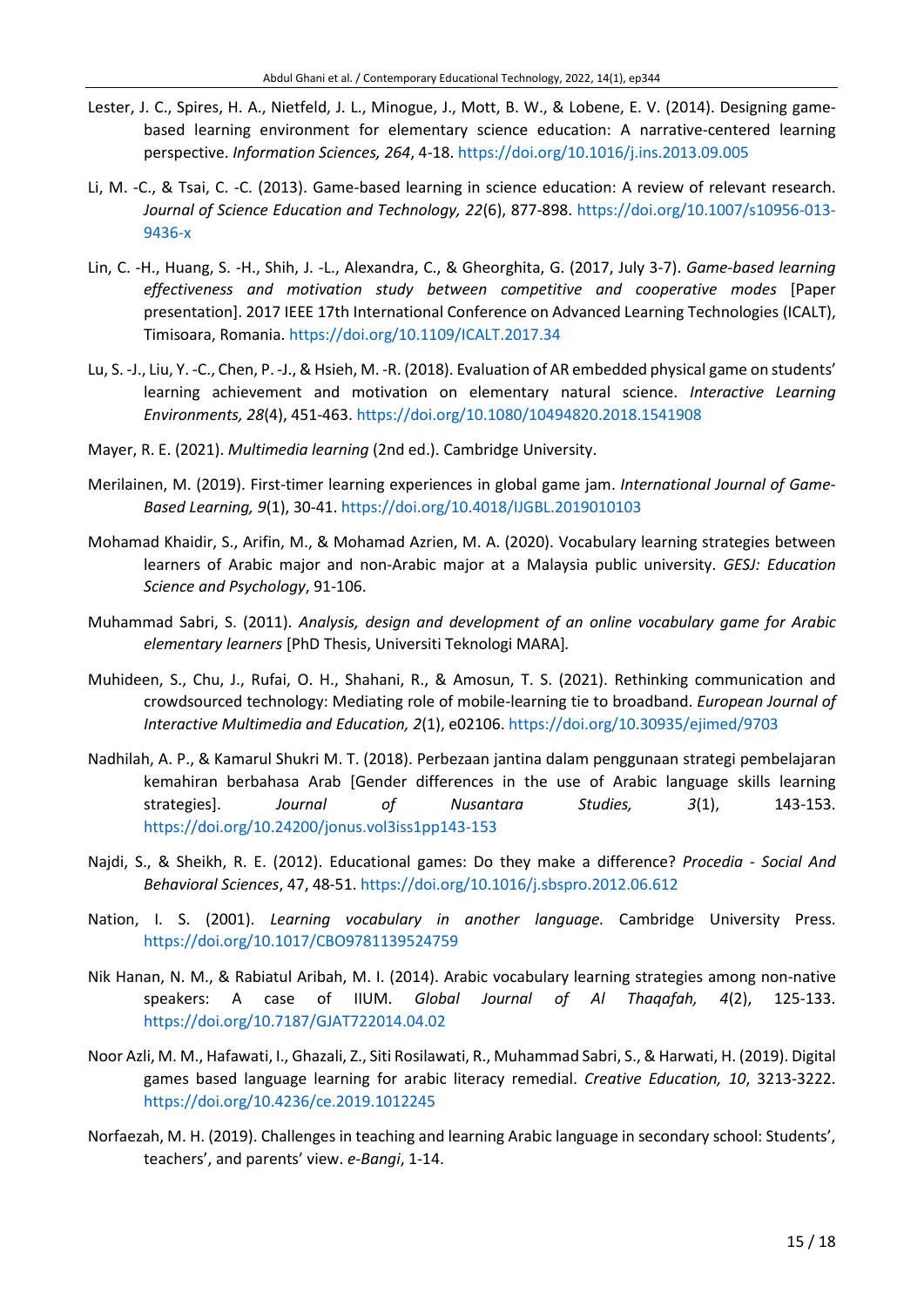Lester, J. C., Spires, H. A., Nietfeld, J. L., Minogue, J., Mott, B. W., & Lobene, E. V. (2014). Designing game-based learning environment for elementary science education: A narrative-centered learning perspective. *Information Sciences, 264*, 4-18. https://doi.org/10.1016/j.ins.2013.09.005

Li, M. -C., & Tsai, C. -C. (2013). Game-based learning in science education: A review of relevant research. *Journal of Science Education and Technology, 22*(6), 877-898. https://doi.org/10.1007/s10956-013-9436-x

Lin, C. -H., Huang, S. -H., Shih, J. -L., Alexandra, C., & Gheorghita, G. (2017, July 3-7). *Game-based learning effectiveness and motivation study between competitive and cooperative modes* [Paper presentation]. 2017 IEEE 17th International Conference on Advanced Learning Technologies (ICALT), Timisoara, Romania. https://doi.org/10.1109/ICALT.2017.34

Lu, S. -J., Liu, Y. -C., Chen, P. -J., & Hsieh, M. -R. (2018). Evaluation of AR embedded physical game on students' learning achievement and motivation on elementary natural science. *Interactive Learning Environments, 28*(4), 451-463. https://doi.org/10.1080/10494820.2018.1541908

Mayer, R. E. (2021). *Multimedia learning* (2nd ed.). Cambridge University.

Merilainen, M. (2019). First-timer learning experiences in global game jam. *International Journal of Game-Based Learning, 9*(1), 30-41. https://doi.org/10.4018/IJGBL.2019010103

Mohamad Khaidir, S., Arifin, M., & Mohamad Azrien, M. A. (2020). Vocabulary learning strategies between learners of Arabic major and non-Arabic major at a Malaysia public university. *GESJ: Education Science and Psychology*, 91-106.

Muhammad Sabri, S. (2011). *Analysis, design and development of an online vocabulary game for Arabic elementary learners* [PhD Thesis, Universiti Teknologi MARA].

Muhideen, S., Chu, J., Rufai, O. H., Shahani, R., & Amosun, T. S. (2021). Rethinking communication and crowdsourced technology: Mediating role of mobile-learning tie to broadband. *European Journal of Interactive Multimedia and Education, 2*(1), e02106. https://doi.org/10.30935/ejimed/9703

Nadhilah, A. P., & Kamarul Shukri M. T. (2018). Perbezaan jantina dalam penggunaan strategi pembelajaran kemahiran berbahasa Arab [Gender differences in the use of Arabic language skills learning strategies]. *Journal of Nusantara Studies, 3*(1), 143-153. https://doi.org/10.24200/jonus.vol3iss1pp143-153

Najdi, S., & Sheikh, R. E. (2012). Educational games: Do they make a difference? *Procedia - Social And Behavioral Sciences*, 47, 48-51. https://doi.org/10.1016/j.sbspro.2012.06.612

Nation, I. S. (2001). *Learning vocabulary in another language.* Cambridge University Press. https://doi.org/10.1017/CBO9781139524759

Nik Hanan, N. M., & Rabiatul Aribah, M. I. (2014). Arabic vocabulary learning strategies among non-native speakers: A case of IIUM. *Global Journal of Al Thaqafah, 4*(2), 125-133. https://doi.org/10.7187/GJAT722014.04.02

Noor Azli, M. M., Hafawati, I., Ghazali, Z., Siti Rosilawati, R., Muhammad Sabri, S., & Harwati, H. (2019). Digital games based language learning for arabic literacy remedial. *Creative Education, 10*, 3213-3222. https://doi.org/10.4236/ce.2019.1012245

Norfaezah, M. H. (2019). Challenges in teaching and learning Arabic language in secondary school: Students', teachers', and parents' view. *e-Bangi*, 1-14.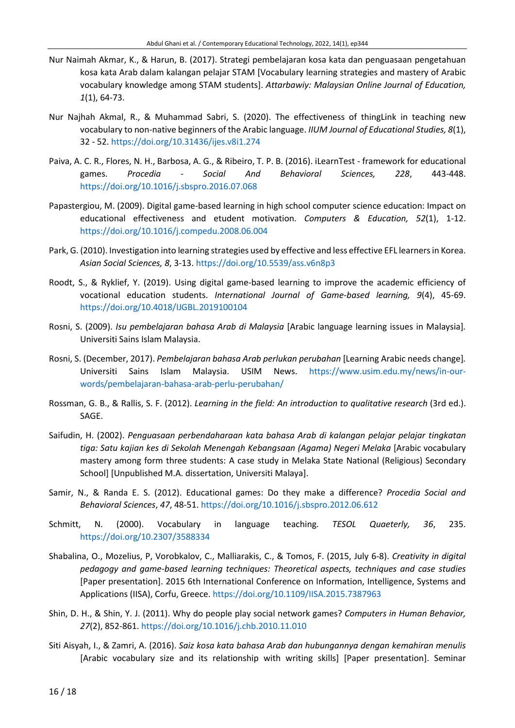Nur Naimah Akmar, K., & Harun, B. (2017). Strategi pembelajaran kosa kata dan penguasaan pengetahuan kosa kata Arab dalam kalangan pelajar STAM [Vocabulary learning strategies and mastery of Arabic vocabulary knowledge among STAM students]. *Attarbawiy: Malaysian Online Journal of Education, 1*(1), 64-73.

Nur Najhah Akmal, R., & Muhammad Sabri, S. (2020). The effectiveness of thingLink in teaching new vocabulary to non-native beginners of the Arabic language. *IIUM Journal of Educational Studies, 8*(1), 32 - 52. https://doi.org/10.31436/ijes.v8i1.274

Paiva, A. C. R., Flores, N. H., Barbosa, A. G., & Ribeiro, T. P. B. (2016). iLearnTest - framework for educational games. *Procedia - Social And Behavioral Sciences, 228*, 443-448. https://doi.org/10.1016/j.sbspro.2016.07.068

Papastergiou, M. (2009). Digital game-based learning in high school computer science education: Impact on educational effectiveness and etudent motivation. *Computers & Education, 52*(1), 1-12. https://doi.org/10.1016/j.compedu.2008.06.004

Park, G. (2010). Investigation into learning strategies used by effective and less effective EFL learners in Korea. *Asian Social Sciences, 8*, 3-13. https://doi.org/10.5539/ass.v6n8p3

Roodt, S., & Ryklief, Y. (2019). Using digital game-based learning to improve the academic efficiency of vocational education students. *International Journal of Game-based learning, 9*(4), 45-69. https://doi.org/10.4018/IJGBL.2019100104

Rosni, S. (2009). *Isu pembelajaran bahasa Arab di Malaysia* [Arabic language learning issues in Malaysia]. Universiti Sains Islam Malaysia.

Rosni, S. (December, 2017). *Pembelajaran bahasa Arab perlukan perubahan* [Learning Arabic needs change]. Universiti Sains Islam Malaysia. USIM News. https://www.usim.edu.my/news/in-our-words/pembelajaran-bahasa-arab-perlu-perubahan/

Rossman, G. B., & Rallis, S. F. (2012). *Learning in the field: An introduction to qualitative research* (3rd ed.). SAGE.

Saifudin, H. (2002). *Penguasaan perbendaharaan kata bahasa Arab di kalangan pelajar pelajar tingkatan tiga: Satu kajian kes di Sekolah Menengah Kebangsaan (Agama) Negeri Melaka* [Arabic vocabulary mastery among form three students: A case study in Melaka State National (Religious) Secondary School] [Unpublished M.A. dissertation, Universiti Malaya].

Samir, N., & Randa E. S. (2012). Educational games: Do they make a difference? *Procedia Social and Behavioral Sciences*, *47*, 48-51. https://doi.org/10.1016/j.sbspro.2012.06.612

Schmitt, N. (2000). Vocabulary in language teaching. *TESOL Quaeterly, 36*, 235. https://doi.org/10.2307/3588334

Shabalina, O., Mozelius, P, Vorobkalov, C., Malliarakis, C., & Tomos, F. (2015, July 6-8). *Creativity in digital pedagogy and game-based learning techniques: Theoretical aspects, techniques and case studies* [Paper presentation]. 2015 6th International Conference on Information, Intelligence, Systems and Applications (IISA), Corfu, Greece. https://doi.org/10.1109/IISA.2015.7387963

Shin, D. H., & Shin, Y. J. (2011). Why do people play social network games? *Computers in Human Behavior, 27*(2), 852-861. https://doi.org/10.1016/j.chb.2010.11.010

Siti Aisyah, I., & Zamri, A. (2016). *Saiz kosa kata bahasa Arab dan hubungannya dengan kemahiran menulis* [Arabic vocabulary size and its relationship with writing skills] [Paper presentation]. Seminar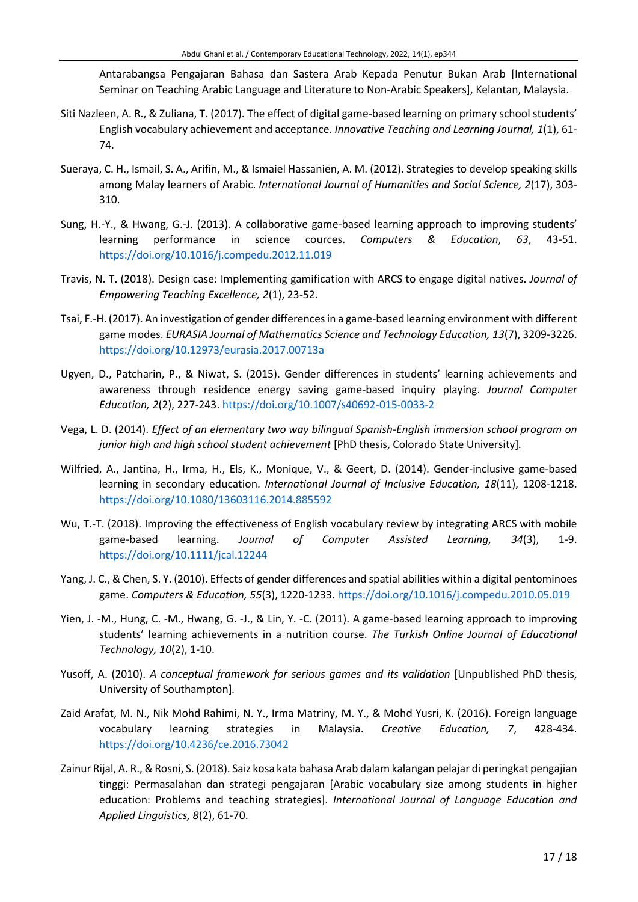Antarabangsa Pengajaran Bahasa dan Sastera Arab Kepada Penutur Bukan Arab [International Seminar on Teaching Arabic Language and Literature to Non-Arabic Speakers], Kelantan, Malaysia.

Siti Nazleen, A. R., & Zuliana, T. (2017). The effect of digital game-based learning on primary school students' English vocabulary achievement and acceptance. *Innovative Teaching and Learning Journal, 1*(1), 61-74.

Sueraya, C. H., Ismail, S. A., Arifin, M., & Ismaiel Hassanien, A. M. (2012). Strategies to develop speaking skills among Malay learners of Arabic. *International Journal of Humanities and Social Science, 2*(17), 303-310.

Sung, H.-Y., & Hwang, G.-J. (2013). A collaborative game-based learning approach to improving students' learning performance in science cources. *Computers & Education*, *63*, 43-51. https://doi.org/10.1016/j.compedu.2012.11.019

Travis, N. T. (2018). Design case: Implementing gamification with ARCS to engage digital natives. *Journal of Empowering Teaching Excellence, 2*(1), 23-52.

Tsai, F.-H. (2017). An investigation of gender differences in a game-based learning environment with different game modes. *EURASIA Journal of Mathematics Science and Technology Education, 13*(7), 3209-3226. https://doi.org/10.12973/eurasia.2017.00713a

Ugyen, D., Patcharin, P., & Niwat, S. (2015). Gender differences in students' learning achievements and awareness through residence energy saving game-based inquiry playing. *Journal Computer Education, 2*(2), 227-243. https://doi.org/10.1007/s40692-015-0033-2

Vega, L. D. (2014). *Effect of an elementary two way bilingual Spanish-English immersion school program on junior high and high school student achievement* [PhD thesis, Colorado State University].

Wilfried, A., Jantina, H., Irma, H., Els, K., Monique, V., & Geert, D. (2014). Gender-inclusive game-based learning in secondary education. *International Journal of Inclusive Education, 18*(11), 1208-1218. https://doi.org/10.1080/13603116.2014.885592

Wu, T.-T. (2018). Improving the effectiveness of English vocabulary review by integrating ARCS with mobile game-based learning. *Journal of Computer Assisted Learning, 34*(3), 1-9. https://doi.org/10.1111/jcal.12244

Yang, J. C., & Chen, S. Y. (2010). Effects of gender differences and spatial abilities within a digital pentominoes game. *Computers & Education, 55*(3), 1220-1233. https://doi.org/10.1016/j.compedu.2010.05.019

Yien, J. -M., Hung, C. -M., Hwang, G. -J., & Lin, Y. -C. (2011). A game-based learning approach to improving students' learning achievements in a nutrition course. *The Turkish Online Journal of Educational Technology, 10*(2), 1-10.

Yusoff, A. (2010). *A conceptual framework for serious games and its validation* [Unpublished PhD thesis, University of Southampton].

Zaid Arafat, M. N., Nik Mohd Rahimi, N. Y., Irma Matriny, M. Y., & Mohd Yusri, K. (2016). Foreign language vocabulary learning strategies in Malaysia. *Creative Education, 7*, 428-434. https://doi.org/10.4236/ce.2016.73042

Zainur Rijal, A. R., & Rosni, S. (2018). Saiz kosa kata bahasa Arab dalam kalangan pelajar di peringkat pengajian tinggi: Permasalahan dan strategi pengajaran [Arabic vocabulary size among students in higher education: Problems and teaching strategies]. *International Journal of Language Education and Applied Linguistics, 8*(2), 61-70.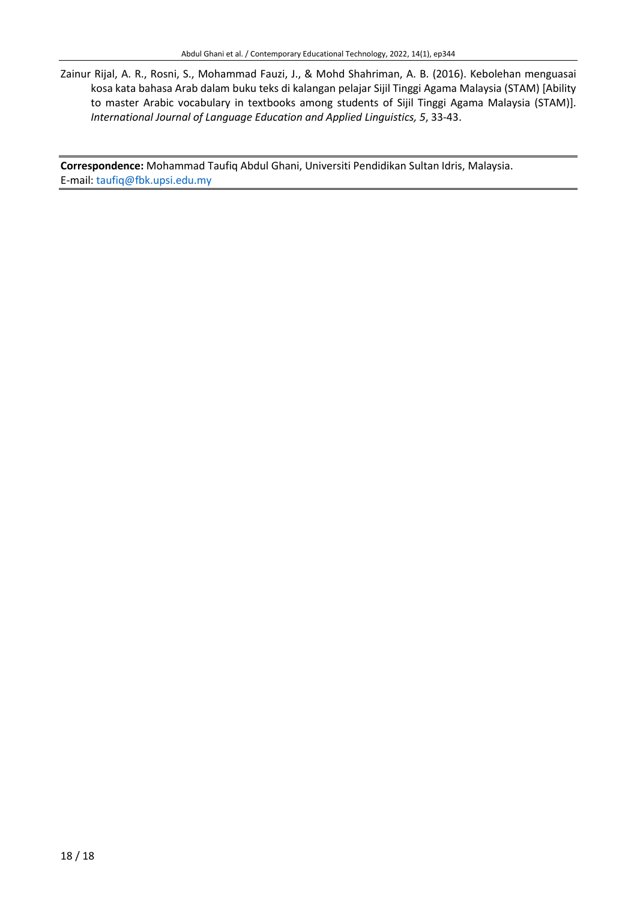Zainur Rijal, A. R., Rosni, S., Mohammad Fauzi, J., & Mohd Shahriman, A. B. (2016). Kebolehan menguasai kosa kata bahasa Arab dalam buku teks di kalangan pelajar Sijil Tinggi Agama Malaysia (STAM) [Ability to master Arabic vocabulary in textbooks among students of Sijil Tinggi Agama Malaysia (STAM)]. *International Journal of Language Education and Applied Linguistics, 5*, 33-43.

---

**Correspondence:** Mohammad Taufiq Abdul Ghani, Universiti Pendidikan Sultan Idris, Malaysia.
E-mail: taufiq@fbk.upsi.edu.my